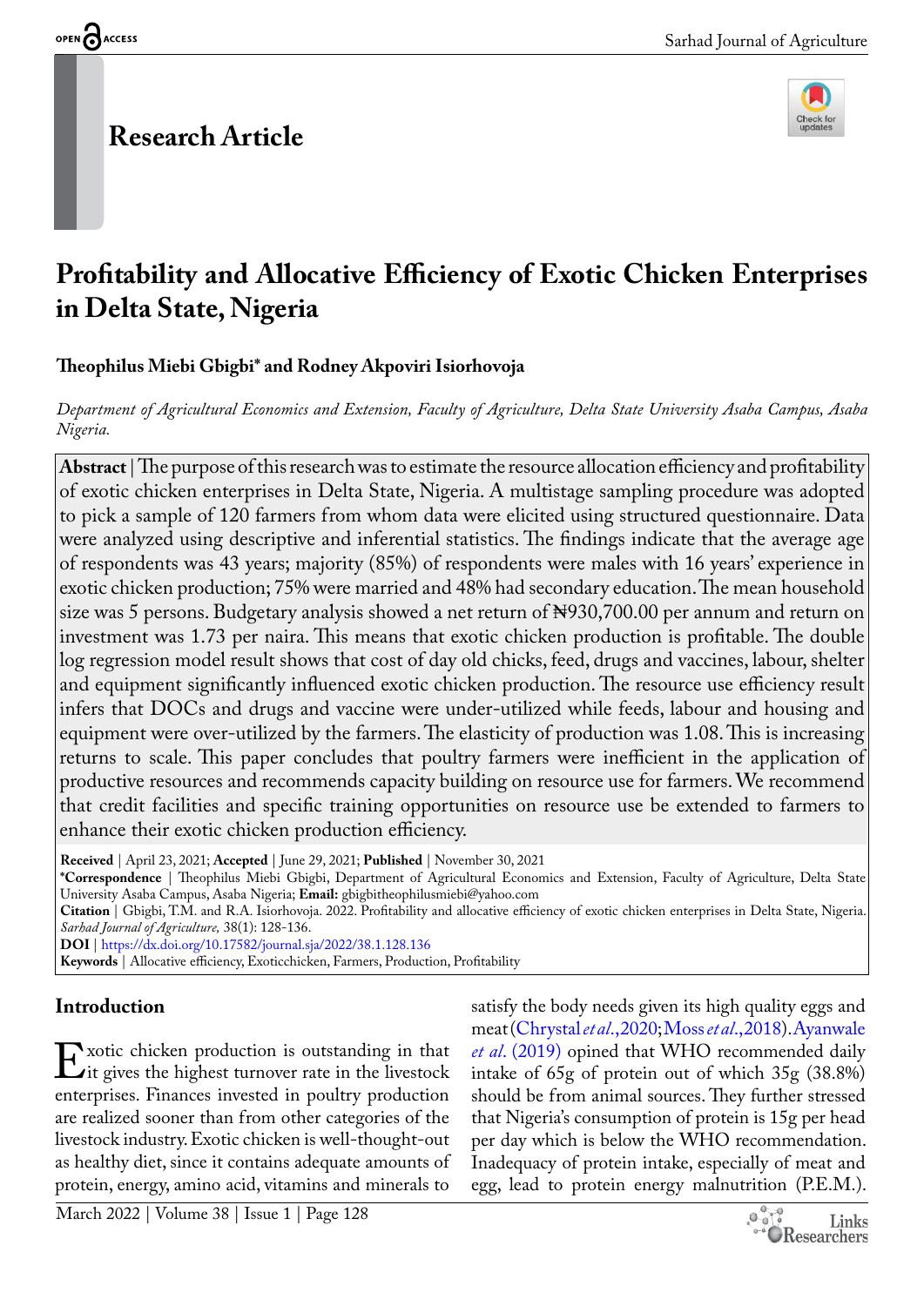Research Article

# Profitability and Allocative Efficiency of Exotic Chicken Enterprises in Delta State, Nigeria

**Theophilus Miebi Gbigbi\* and Rodney Akpoviri Isiorhovoja**

*Department of Agricultural Economics and Extension, Faculty of Agriculture, Delta State University Asaba Campus, Asaba Nigeria.*

**Abstract** | The purpose of this research was to estimate the resource allocation efficiency and profitability of exotic chicken enterprises in Delta State, Nigeria. A multistage sampling procedure was adopted to pick a sample of 120 farmers from whom data were elicited using structured questionnaire. Data were analyzed using descriptive and inferential statistics. The findings indicate that the average age of respondents was 43 years; majority (85%) of respondents were males with 16 years' experience in exotic chicken production; 75% were married and 48% had secondary education. The mean household size was 5 persons. Budgetary analysis showed a net return of ₦930,700.00 per annum and return on investment was 1.73 per naira. This means that exotic chicken production is profitable. The double log regression model result shows that cost of day old chicks, feed, drugs and vaccines, labour, shelter and equipment significantly influenced exotic chicken production. The resource use efficiency result infers that DOCs and drugs and vaccine were under-utilized while feeds, labour and housing and equipment were over-utilized by the farmers. The elasticity of production was 1.08. This is increasing returns to scale. This paper concludes that poultry farmers were inefficient in the application of productive resources and recommends capacity building on resource use for farmers. We recommend that credit facilities and specific training opportunities on resource use be extended to farmers to enhance their exotic chicken production efficiency.

**Received** | April 23, 2021; **Accepted** | June 29, 2021; **Published** | November 30, 2021

**\*Correspondence** | Theophilus Miebi Gbigbi, Department of Agricultural Economics and Extension, Faculty of Agriculture, Delta State University Asaba Campus, Asaba Nigeria; **Email:** gbigbitheophilusmiebi@yahoo.com

**Citation** | Gbigbi, T.M. and R.A. Isiorhovoja. 2022. Profitability and allocative efficiency of exotic chicken enterprises in Delta State, Nigeria. *Sarhad Journal of Agriculture,* 38(1): 128-136.

**DOI** | https://dx.doi.org/10.17582/journal.sja/2022/38.1.128.136

**Keywords** | Allocative efficiency, Exoticchicken, Farmers, Production, Profitability

## Introduction

Exotic chicken production is outstanding in that it gives the highest turnover rate in the livestock enterprises. Finances invested in poultry production are realized sooner than from other categories of the livestock industry. Exotic chicken is well-thought-out as healthy diet, since it contains adequate amounts of protein, energy, amino acid, vitamins and minerals to satisfy the body needs given its high quality eggs and meat (Chrystal *et al*., 2020; Moss *et al*., 2018). Ayanwale *et al*. (2019) opined that WHO recommended daily intake of 65g of protein out of which 35g (38.8%) should be from animal sources. They further stressed that Nigeria's consumption of protein is 15g per head per day which is below the WHO recommendation. Inadequacy of protein intake, especially of meat and egg, lead to protein energy malnutrition (P.E.M.).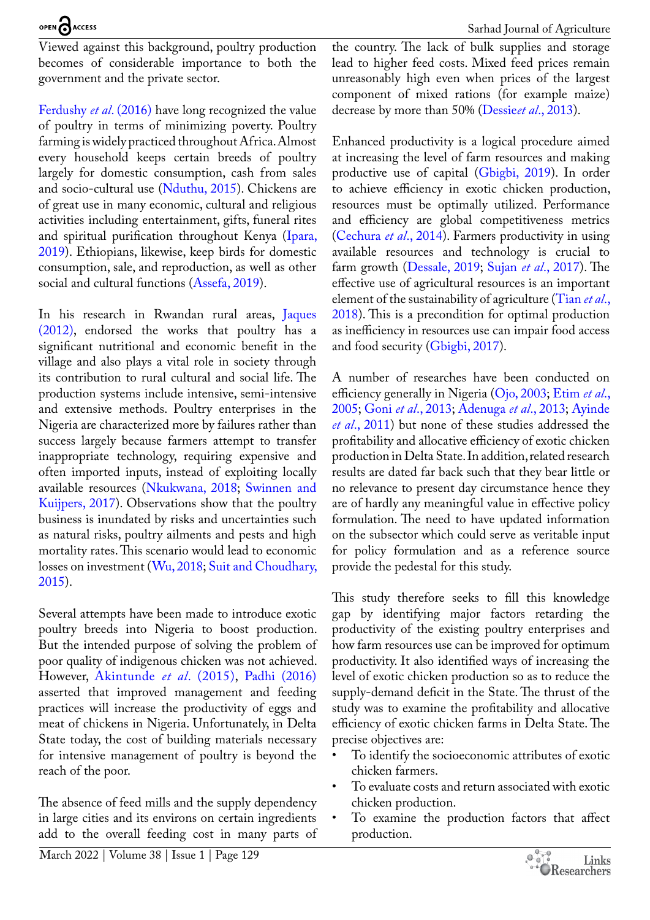Viewed against this background, poultry production becomes of considerable importance to both the government and the private sector.

Ferdushy *et al*. (2016) have long recognized the value of poultry in terms of minimizing poverty. Poultry farming is widely practiced throughout Africa. Almost every household keeps certain breeds of poultry largely for domestic consumption, cash from sales and socio-cultural use (Nduthu, 2015). Chickens are of great use in many economic, cultural and religious activities including entertainment, gifts, funeral rites and spiritual purification throughout Kenya (Ipara, 2019). Ethiopians, likewise, keep birds for domestic consumption, sale, and reproduction, as well as other social and cultural functions (Assefa, 2019).

In his research in Rwandan rural areas, Jaques (2012), endorsed the works that poultry has a significant nutritional and economic benefit in the village and also plays a vital role in society through its contribution to rural cultural and social life. The production systems include intensive, semi-intensive and extensive methods. Poultry enterprises in the Nigeria are characterized more by failures rather than success largely because farmers attempt to transfer inappropriate technology, requiring expensive and often imported inputs, instead of exploiting locally available resources (Nkukwana, 2018; Swinnen and Kuijpers, 2017). Observations show that the poultry business is inundated by risks and uncertainties such as natural risks, poultry ailments and pests and high mortality rates. This scenario would lead to economic losses on investment (Wu, 2018; Suit and Choudhary, 2015).

Several attempts have been made to introduce exotic poultry breeds into Nigeria to boost production. But the intended purpose of solving the problem of poor quality of indigenous chicken was not achieved. However, Akintunde *et al*. (2015), Padhi (2016) asserted that improved management and feeding practices will increase the productivity of eggs and meat of chickens in Nigeria. Unfortunately, in Delta State today, the cost of building materials necessary for intensive management of poultry is beyond the reach of the poor.

The absence of feed mills and the supply dependency in large cities and its environs on certain ingredients add to the overall feeding cost in many parts of the country. The lack of bulk supplies and storage lead to higher feed costs. Mixed feed prices remain unreasonably high even when prices of the largest component of mixed rations (for example maize) decrease by more than 50% (Dessie*et al*., 2013).

Enhanced productivity is a logical procedure aimed at increasing the level of farm resources and making productive use of capital (Gbigbi, 2019). In order to achieve efficiency in exotic chicken production, resources must be optimally utilized. Performance and efficiency are global competitiveness metrics (Cechura *et al*., 2014). Farmers productivity in using available resources and technology is crucial to farm growth (Dessale, 2019; Sujan *et al*., 2017). The effective use of agricultural resources is an important element of the sustainability of agriculture (Tian *et al*., 2018). This is a precondition for optimal production as inefficiency in resources use can impair food access and food security (Gbigbi, 2017).

A number of researches have been conducted on efficiency generally in Nigeria (Ojo, 2003; Etim *et al*., 2005; Goni *et al*., 2013; Adenuga *et al*., 2013; Ayinde *et al*., 2011) but none of these studies addressed the profitability and allocative efficiency of exotic chicken production in Delta State. In addition, related research results are dated far back such that they bear little or no relevance to present day circumstance hence they are of hardly any meaningful value in effective policy formulation. The need to have updated information on the subsector which could serve as veritable input for policy formulation and as a reference source provide the pedestal for this study.

This study therefore seeks to fill this knowledge gap by identifying major factors retarding the productivity of the existing poultry enterprises and how farm resources use can be improved for optimum productivity. It also identified ways of increasing the level of exotic chicken production so as to reduce the supply-demand deficit in the State. The thrust of the study was to examine the profitability and allocative efficiency of exotic chicken farms in Delta State. The precise objectives are:

- To identify the socioeconomic attributes of exotic chicken farmers.
- To evaluate costs and return associated with exotic chicken production.
- To examine the production factors that affect production.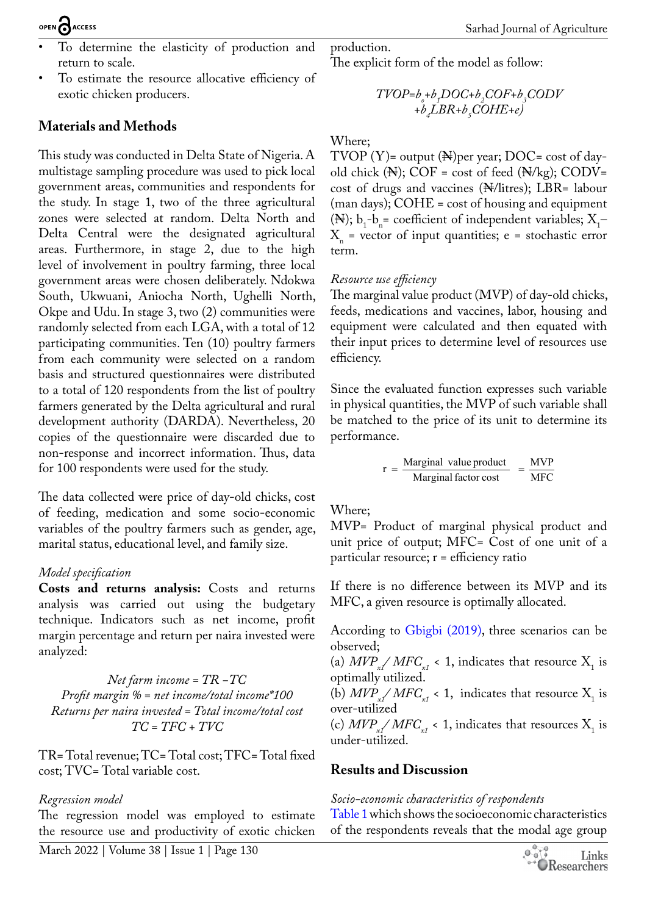- To determine the elasticity of production and return to scale.
- To estimate the resource allocative efficiency of exotic chicken producers.

## Materials and Methods

This study was conducted in Delta State of Nigeria. A multistage sampling procedure was used to pick local government areas, communities and respondents for the study. In stage 1, two of the three agricultural zones were selected at random. Delta North and Delta Central were the designated agricultural areas. Furthermore, in stage 2, due to the high level of involvement in poultry farming, three local government areas were chosen deliberately. Ndokwa South, Ukwuani, Aniocha North, Ughelli North, Okpe and Udu. In stage 3, two (2) communities were randomly selected from each LGA, with a total of 12 participating communities. Ten (10) poultry farmers from each community were selected on a random basis and structured questionnaires were distributed to a total of 120 respondents from the list of poultry farmers generated by the Delta agricultural and rural development authority (DARDA). Nevertheless, 20 copies of the questionnaire were discarded due to non-response and incorrect information. Thus, data for 100 respondents were used for the study.

The data collected were price of day-old chicks, cost of feeding, medication and some socio-economic variables of the poultry farmers such as gender, age, marital status, educational level, and family size.

*Model specification*

**Costs and returns analysis:** Costs and returns analysis was carried out using the budgetary technique. Indicators such as net income, profit margin percentage and return per naira invested were analyzed:

$$\text{Net farm income} = TR - TC$$
$$\text{Profit margin \%} = \text{net income/total income} * 100$$
$$\text{Returns per naira invested} = \text{Total income/total cost}$$
$$TC = TFC + TVC$$

TR= Total revenue; TC= Total cost; TFC= Total fixed cost; TVC= Total variable cost.

*Regression model*

The regression model was employed to estimate the resource use and productivity of exotic chicken production.

The explicit form of the model as follow:

$$TVOP = b_o + b_1 DOC + b_2 COF + b_3 CODV + b_4 LBR + b_5 COHE + e)$$

Where;

TVOP (Y)= output (₦)per year; DOC= cost of day-old chick (₦); COF = cost of feed (₦/kg); CODV= cost of drugs and vaccines (₦/litres); LBR= labour (man days); COHE = cost of housing and equipment (₦); $b_1$-$b_n$= coefficient of independent variables; $X_1$–$X_n$ = vector of input quantities; e = stochastic error term.

*Resource use efficiency*

The marginal value product (MVP) of day-old chicks, feeds, medications and vaccines, labor, housing and equipment were calculated and then equated with their input prices to determine level of resources use efficiency.

Since the evaluated function expresses such variable in physical quantities, the MVP of such variable shall be matched to the price of its unit to determine its performance.

$$r = \frac{\text{Marginal value product}}{\text{Marginal factor cost}} = \frac{MVP}{MFC}$$

Where;

MVP= Product of marginal physical product and unit price of output; MFC= Cost of one unit of a particular resource; r = efficiency ratio

If there is no difference between its MVP and its MFC, a given resource is optimally allocated.

According to Gbigbi (2019), three scenarios can be observed;

(a) $MVP_{x1}/MFC_{x1} < 1$, indicates that resource $X_1$ is optimally utilized.

(b) $MVP_{x1}/MFC_{x1} < 1$, indicates that resource $X_1$ is over-utilized

(c) $MVP_{x1}/MFC_{x1} < 1$, indicates that resources $X_1$ is under-utilized.

## Results and Discussion

*Socio-economic characteristics of respondents*

Table 1 which shows the socioeconomic characteristics of the respondents reveals that the modal age group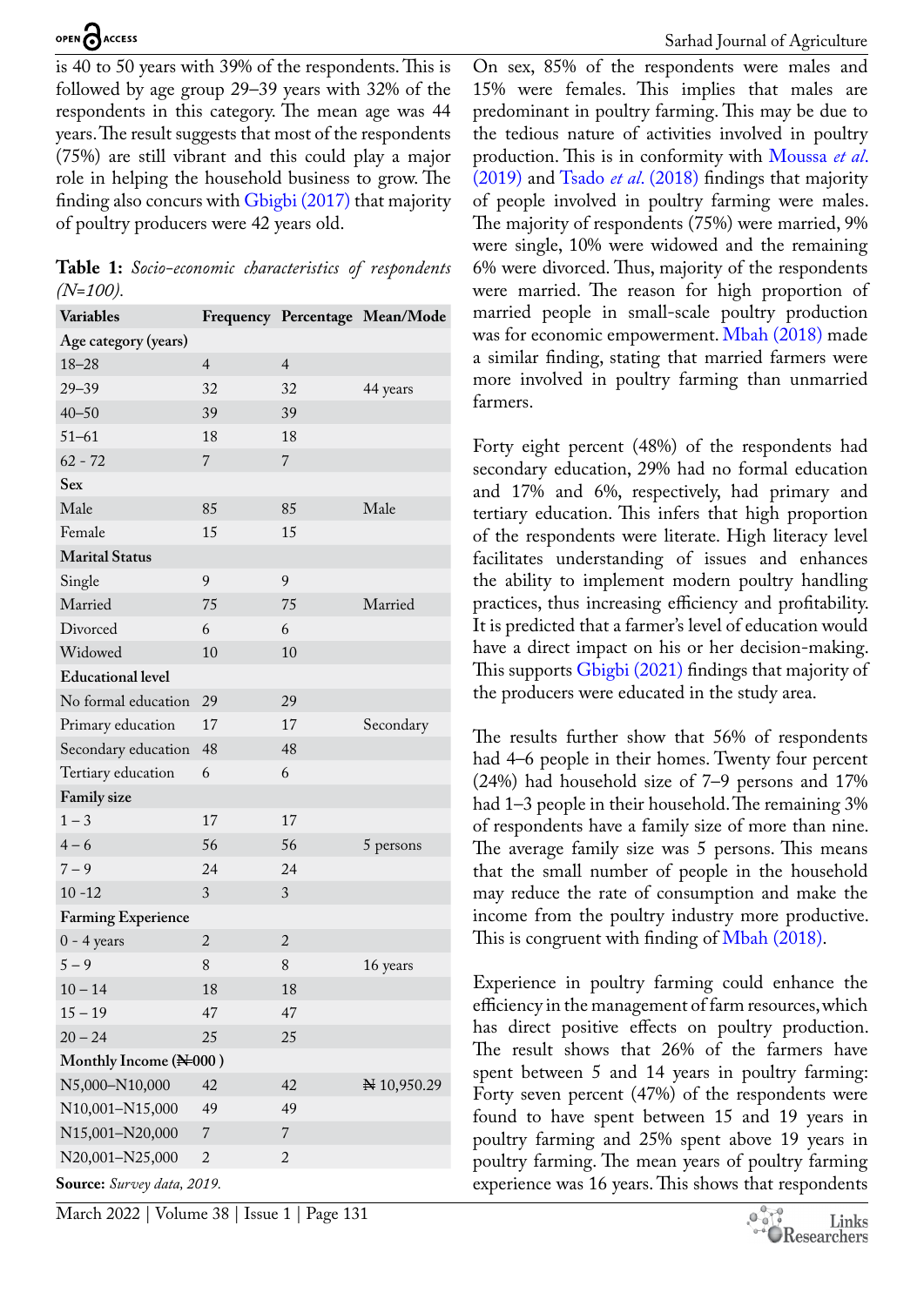is 40 to 50 years with 39% of the respondents. This is followed by age group 29–39 years with 32% of the respondents in this category. The mean age was 44 years. The result suggests that most of the respondents (75%) are still vibrant and this could play a major role in helping the household business to grow. The finding also concurs with Gbigbi (2017) that majority of poultry producers were 42 years old.

**Table 1:** *Socio-economic characteristics of respondents (N=100).*

| Variables | Frequency | Percentage | Mean/Mode |
|---|---|---|---|
| **Age category (years)** | | | |
| 18–28 | 4 | 4 | |
| 29–39 | 32 | 32 | 44 years |
| 40–50 | 39 | 39 | |
| 51–61 | 18 | 18 | |
| 62 - 72 | 7 | 7 | |
| **Sex** | | | |
| Male | 85 | 85 | Male |
| Female | 15 | 15 | |
| **Marital Status** | | | |
| Single | 9 | 9 | |
| Married | 75 | 75 | Married |
| Divorced | 6 | 6 | |
| Widowed | 10 | 10 | |
| **Educational level** | | | |
| No formal education | 29 | 29 | |
| Primary education | 17 | 17 | Secondary |
| Secondary education | 48 | 48 | |
| Tertiary education | 6 | 6 | |
| **Family size** | | | |
| 1 – 3 | 17 | 17 | |
| 4 – 6 | 56 | 56 | 5 persons |
| 7 – 9 | 24 | 24 | |
| 10 -12 | 3 | 3 | |
| **Farming Experience** | | | |
| 0 - 4 years | 2 | 2 | |
| 5 – 9 | 8 | 8 | 16 years |
| 10 – 14 | 18 | 18 | |
| 15 – 19 | 47 | 47 | |
| 20 – 24 | 25 | 25 | |
| **Monthly Income (₦000 )** | | | |
| N5,000–N10,000 | 42 | 42 | ₦ 10,950.29 |
| N10,001–N15,000 | 49 | 49 | |
| N15,001–N20,000 | 7 | 7 | |
| N20,001–N25,000 | 2 | 2 | |

**Source:** *Survey data, 2019.*

On sex, 85% of the respondents were males and 15% were females. This implies that males are predominant in poultry farming. This may be due to the tedious nature of activities involved in poultry production. This is in conformity with Moussa *et al.* (2019) and Tsado *et al.* (2018) findings that majority of people involved in poultry farming were males. The majority of respondents (75%) were married, 9% were single, 10% were widowed and the remaining 6% were divorced. Thus, majority of the respondents were married. The reason for high proportion of married people in small-scale poultry production was for economic empowerment. Mbah (2018) made a similar finding, stating that married farmers were more involved in poultry farming than unmarried farmers.

Forty eight percent (48%) of the respondents had secondary education, 29% had no formal education and 17% and 6%, respectively, had primary and tertiary education. This infers that high proportion of the respondents were literate. High literacy level facilitates understanding of issues and enhances the ability to implement modern poultry handling practices, thus increasing efficiency and profitability. It is predicted that a farmer's level of education would have a direct impact on his or her decision-making. This supports Gbigbi (2021) findings that majority of the producers were educated in the study area.

The results further show that 56% of respondents had 4–6 people in their homes. Twenty four percent (24%) had household size of 7–9 persons and 17% had 1–3 people in their household. The remaining 3% of respondents have a family size of more than nine. The average family size was 5 persons. This means that the small number of people in the household may reduce the rate of consumption and make the income from the poultry industry more productive. This is congruent with finding of Mbah (2018).

Experience in poultry farming could enhance the efficiency in the management of farm resources, which has direct positive effects on poultry production. The result shows that 26% of the farmers have spent between 5 and 14 years in poultry farming: Forty seven percent (47%) of the respondents were found to have spent between 15 and 19 years in poultry farming and 25% spent above 19 years in poultry farming. The mean years of poultry farming experience was 16 years. This shows that respondents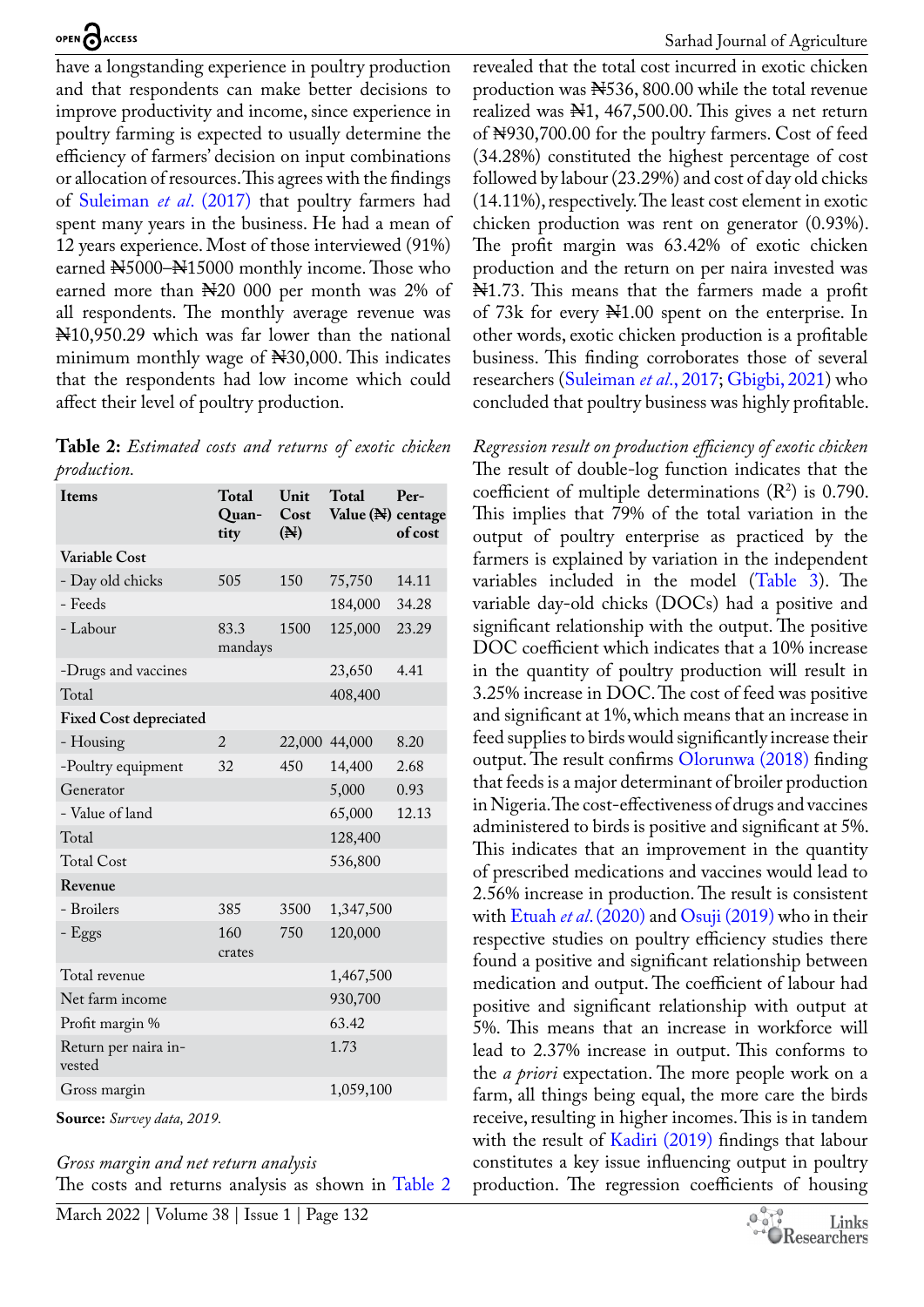have a longstanding experience in poultry production and that respondents can make better decisions to improve productivity and income, since experience in poultry farming is expected to usually determine the efficiency of farmers' decision on input combinations or allocation of resources. This agrees with the findings of Suleiman *et al*. (2017) that poultry farmers had spent many years in the business. He had a mean of 12 years experience. Most of those interviewed (91%) earned ₦5000–₦15000 monthly income. Those who earned more than ₦20 000 per month was 2% of all respondents. The monthly average revenue was ₦10,950.29 which was far lower than the national minimum monthly wage of ₦30,000. This indicates that the respondents had low income which could affect their level of poultry production.

**Table 2:** *Estimated costs and returns of exotic chicken production.*

| Items | Total Quantity | Unit Cost (₦) | Total Value (₦) | Percentage of cost |
|---|---|---|---|---|
| **Variable Cost** | | | | |
| - Day old chicks | 505 | 150 | 75,750 | 14.11 |
| - Feeds | | | 184,000 | 34.28 |
| - Labour | 83.3 mandays | 1500 | 125,000 | 23.29 |
| -Drugs and vaccines | | | 23,650 | 4.41 |
| Total | | | 408,400 | |
| **Fixed Cost depreciated** | | | | |
| - Housing | 2 | 22,000 | 44,000 | 8.20 |
| -Poultry equipment | 32 | 450 | 14,400 | 2.68 |
| Generator | | | 5,000 | 0.93 |
| - Value of land | | | 65,000 | 12.13 |
| Total | | | 128,400 | |
| Total Cost | | | 536,800 | |
| **Revenue** | | | | |
| - Broilers | 385 | 3500 | 1,347,500 | |
| - Eggs | 160 crates | 750 | 120,000 | |
| Total revenue | | | 1,467,500 | |
| Net farm income | | | 930,700 | |
| Profit margin % | | | 63.42 | |
| Return per naira invested | | | 1.73 | |
| Gross margin | | | 1,059,100 | |

**Source:** *Survey data, 2019.*

*Gross margin and net return analysis*

The costs and returns analysis as shown in Table 2 revealed that the total cost incurred in exotic chicken production was ₦536, 800.00 while the total revenue realized was ₦1, 467,500.00. This gives a net return of ₦930,700.00 for the poultry farmers. Cost of feed (34.28%) constituted the highest percentage of cost followed by labour (23.29%) and cost of day old chicks (14.11%), respectively. The least cost element in exotic chicken production was rent on generator (0.93%). The profit margin was 63.42% of exotic chicken production and the return on per naira invested was ₦1.73. This means that the farmers made a profit of 73k for every ₦1.00 spent on the enterprise. In other words, exotic chicken production is a profitable business. This finding corroborates those of several researchers (Suleiman *et al*., 2017; Gbigbi, 2021) who concluded that poultry business was highly profitable.

*Regression result on production efficiency of exotic chicken*

The result of double-log function indicates that the coefficient of multiple determinations ($R^2$) is 0.790. This implies that 79% of the total variation in the output of poultry enterprise as practiced by the farmers is explained by variation in the independent variables included in the model (Table 3). The variable day-old chicks (DOCs) had a positive and significant relationship with the output. The positive DOC coefficient which indicates that a 10% increase in the quantity of poultry production will result in 3.25% increase in DOC. The cost of feed was positive and significant at 1%, which means that an increase in feed supplies to birds would significantly increase their output. The result confirms Olorunwa (2018) finding that feeds is a major determinant of broiler production in Nigeria. The cost-effectiveness of drugs and vaccines administered to birds is positive and significant at 5%. This indicates that an improvement in the quantity of prescribed medications and vaccines would lead to 2.56% increase in production. The result is consistent with Etuah *et al*. (2020) and Osuji (2019) who in their respective studies on poultry efficiency studies there found a positive and significant relationship between medication and output. The coefficient of labour had positive and significant relationship with output at 5%. This means that an increase in workforce will lead to 2.37% increase in output. This conforms to the *a priori* expectation. The more people work on a farm, all things being equal, the more care the birds receive, resulting in higher incomes. This is in tandem with the result of Kadiri (2019) findings that labour constitutes a key issue influencing output in poultry production. The regression coefficients of housing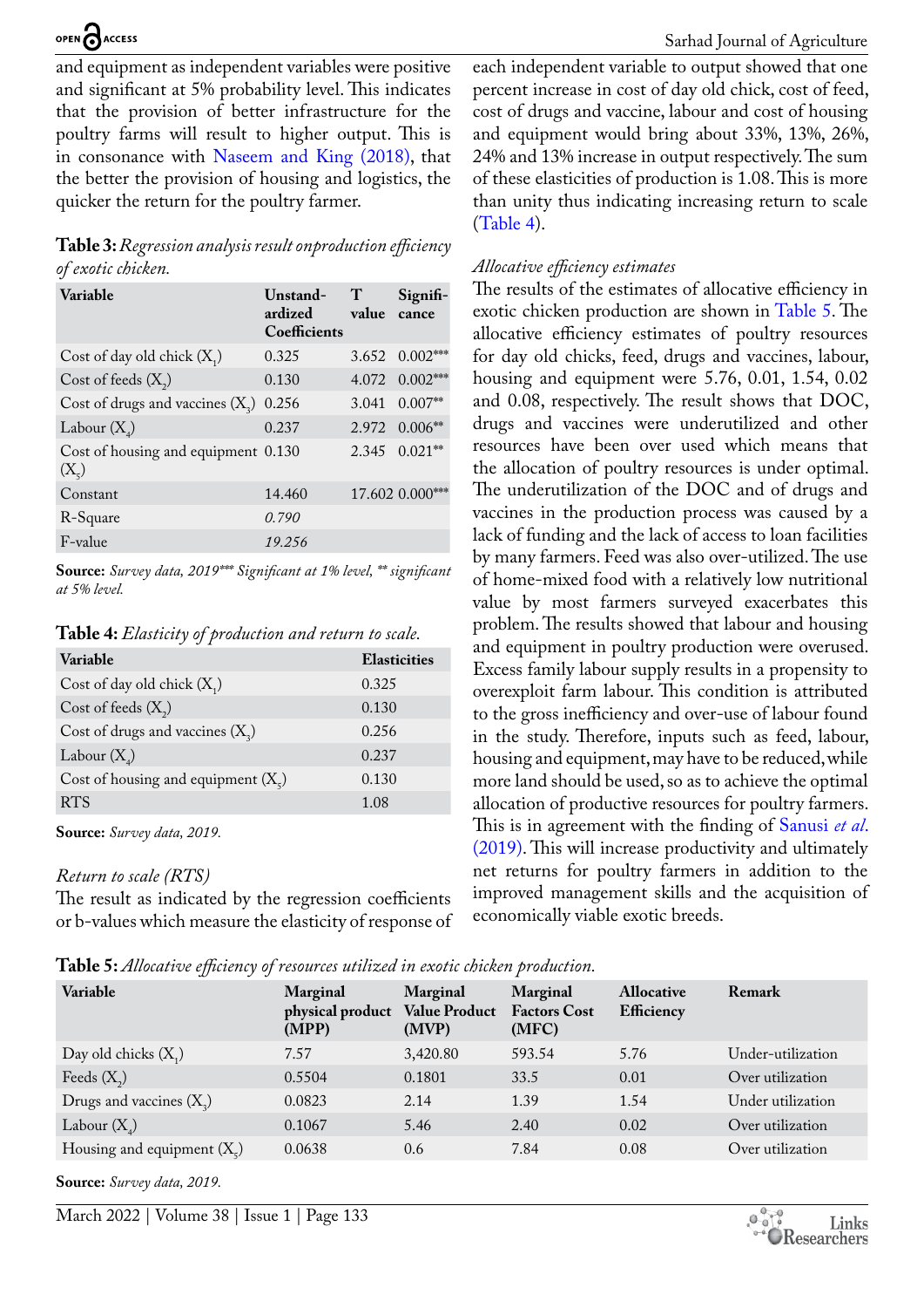and equipment as independent variables were positive and significant at 5% probability level. This indicates that the provision of better infrastructure for the poultry farms will result to higher output. This is in consonance with Naseem and King (2018), that the better the provision of housing and logistics, the quicker the return for the poultry farmer.

**Table 3:** *Regression analysis result onproduction efficiency of exotic chicken.*

| Variable | Unstandardized Coefficients | T value | Significance |
|---|---|---|---|
| Cost of day old chick ($X_1$) | 0.325 | 3.652 | 0.002*** |
| Cost of feeds ($X_2$) | 0.130 | 4.072 | 0.002*** |
| Cost of drugs and vaccines ($X_3$) | 0.256 | 3.041 | 0.007** |
| Labour ($X_4$) | 0.237 | 2.972 | 0.006** |
| Cost of housing and equipment ($X_5$) | 0.130 | 2.345 | 0.021** |
| Constant | 14.460 | 17.602 | 0.000*** |
| R-Square | *0.790* | | |
| F-value | *19.256* | | |

**Source:** *Survey data, 2019\*\*\* Significant at 1% level, \*\* significant at 5% level.*

**Table 4:** *Elasticity of production and return to scale.*

| Variable | Elasticities |
|---|---|
| Cost of day old chick ($X_1$) | 0.325 |
| Cost of feeds ($X_2$) | 0.130 |
| Cost of drugs and vaccines ($X_3$) | 0.256 |
| Labour ($X_4$) | 0.237 |
| Cost of housing and equipment ($X_5$) | 0.130 |
| RTS | 1.08 |

**Source:** *Survey data, 2019.*

*Return to scale (RTS)*

The result as indicated by the regression coefficients or b-values which measure the elasticity of response of each independent variable to output showed that one percent increase in cost of day old chick, cost of feed, cost of drugs and vaccine, labour and cost of housing and equipment would bring about 33%, 13%, 26%, 24% and 13% increase in output respectively. The sum of these elasticities of production is 1.08. This is more than unity thus indicating increasing return to scale (Table 4).

*Allocative efficiency estimates*

The results of the estimates of allocative efficiency in exotic chicken production are shown in Table 5. The allocative efficiency estimates of poultry resources for day old chicks, feed, drugs and vaccines, labour, housing and equipment were 5.76, 0.01, 1.54, 0.02 and 0.08, respectively. The result shows that DOC, drugs and vaccines were underutilized and other resources have been over used which means that the allocation of poultry resources is under optimal. The underutilization of the DOC and of drugs and vaccines in the production process was caused by a lack of funding and the lack of access to loan facilities by many farmers. Feed was also over-utilized. The use of home-mixed food with a relatively low nutritional value by most farmers surveyed exacerbates this problem. The results showed that labour and housing and equipment in poultry production were overused. Excess family labour supply results in a propensity to overexploit farm labour. This condition is attributed to the gross inefficiency and over-use of labour found in the study. Therefore, inputs such as feed, labour, housing and equipment, may have to be reduced, while more land should be used, so as to achieve the optimal allocation of productive resources for poultry farmers. This is in agreement with the finding of Sanusi *et al*. (2019). This will increase productivity and ultimately net returns for poultry farmers in addition to the improved management skills and the acquisition of economically viable exotic breeds.

**Table 5:** *Allocative efficiency of resources utilized in exotic chicken production.*

| Variable | Marginal physical product (MPP) | Marginal Value Product (MVP) | Marginal Factors Cost (MFC) | Allocative Efficiency | Remark |
|---|---|---|---|---|---|
| Day old chicks ($X_1$) | 7.57 | 3,420.80 | 593.54 | 5.76 | Under-utilization |
| Feeds ($X_2$) | 0.5504 | 0.1801 | 33.5 | 0.01 | Over utilization |
| Drugs and vaccines ($X_3$) | 0.0823 | 2.14 | 1.39 | 1.54 | Under utilization |
| Labour ($X_4$) | 0.1067 | 5.46 | 2.40 | 0.02 | Over utilization |
| Housing and equipment ($X_5$) | 0.0638 | 0.6 | 7.84 | 0.08 | Over utilization |

**Source:** *Survey data, 2019.*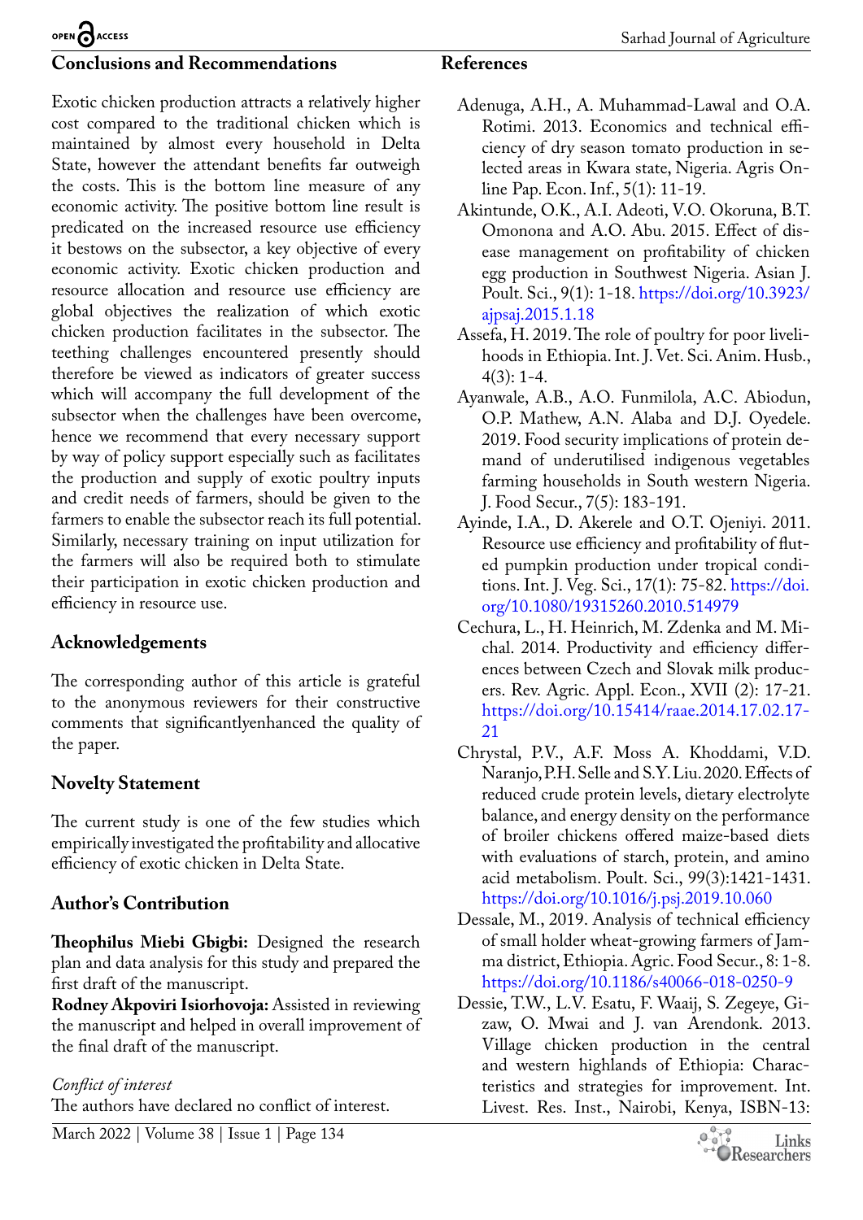## Conclusions and Recommendations

Exotic chicken production attracts a relatively higher cost compared to the traditional chicken which is maintained by almost every household in Delta State, however the attendant benefits far outweigh the costs. This is the bottom line measure of any economic activity. The positive bottom line result is predicated on the increased resource use efficiency it bestows on the subsector, a key objective of every economic activity. Exotic chicken production and resource allocation and resource use efficiency are global objectives the realization of which exotic chicken production facilitates in the subsector. The teething challenges encountered presently should therefore be viewed as indicators of greater success which will accompany the full development of the subsector when the challenges have been overcome, hence we recommend that every necessary support by way of policy support especially such as facilitates the production and supply of exotic poultry inputs and credit needs of farmers, should be given to the farmers to enable the subsector reach its full potential. Similarly, necessary training on input utilization for the farmers will also be required both to stimulate their participation in exotic chicken production and efficiency in resource use.

## Acknowledgements

The corresponding author of this article is grateful to the anonymous reviewers for their constructive comments that significantlyenhanced the quality of the paper.

## Novelty Statement

The current study is one of the few studies which empirically investigated the profitability and allocative efficiency of exotic chicken in Delta State.

## Author's Contribution

**Theophilus Miebi Gbigbi:** Designed the research plan and data analysis for this study and prepared the first draft of the manuscript.
**Rodney Akpoviri Isiorhovoja:** Assisted in reviewing the manuscript and helped in overall improvement of the final draft of the manuscript.

*Conflict of interest*
The authors have declared no conflict of interest.

## References

Adenuga, A.H., A. Muhammad-Lawal and O.A. Rotimi. 2013. Economics and technical efficiency of dry season tomato production in selected areas in Kwara state, Nigeria. Agris On-line Pap. Econ. Inf., 5(1): 11-19.

Akintunde, O.K., A.I. Adeoti, V.O. Okoruna, B.T. Omonona and A.O. Abu. 2015. Effect of disease management on profitability of chicken egg production in Southwest Nigeria. Asian J. Poult. Sci., 9(1): 1-18. https://doi.org/10.3923/ajpsaj.2015.1.18

Assefa, H. 2019. The role of poultry for poor livelihoods in Ethiopia. Int. J. Vet. Sci. Anim. Husb., 4(3): 1-4.

Ayanwale, A.B., A.O. Funmilola, A.C. Abiodun, O.P. Mathew, A.N. Alaba and D.J. Oyedele. 2019. Food security implications of protein demand of underutilised indigenous vegetables farming households in South western Nigeria. J. Food Secur., 7(5): 183-191.

Ayinde, I.A., D. Akerele and O.T. Ojeniyi. 2011. Resource use efficiency and profitability of fluted pumpkin production under tropical conditions. Int. J. Veg. Sci., 17(1): 75-82. https://doi.org/10.1080/19315260.2010.514979

Cechura, L., H. Heinrich, M. Zdenka and M. Michal. 2014. Productivity and efficiency differences between Czech and Slovak milk producers. Rev. Agric. Appl. Econ., XVII (2): 17-21. https://doi.org/10.15414/raae.2014.17.02.17-21

Chrystal, P.V., A.F. Moss A. Khoddami, V.D. Naranjo, P.H. Selle and S.Y. Liu. 2020. Effects of reduced crude protein levels, dietary electrolyte balance, and energy density on the performance of broiler chickens offered maize-based diets with evaluations of starch, protein, and amino acid metabolism. Poult. Sci., 99(3):1421-1431. https://doi.org/10.1016/j.psj.2019.10.060

Dessale, M., 2019. Analysis of technical efficiency of small holder wheat-growing farmers of Jamma district, Ethiopia. Agric. Food Secur., 8: 1-8. https://doi.org/10.1186/s40066-018-0250-9

Dessie, T.W., L.V. Esatu, F. Waaij, S. Zegeye, Gizaw, O. Mwai and J. van Arendonk. 2013. Village chicken production in the central and western highlands of Ethiopia: Characteristics and strategies for improvement. Int. Livest. Res. Inst., Nairobi, Kenya, ISBN-13: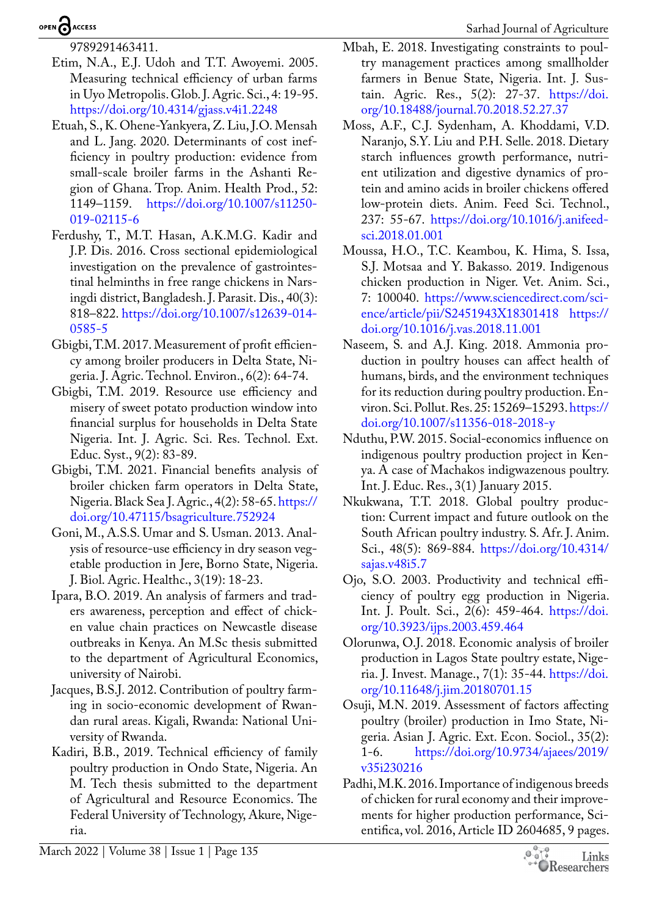9789291463411.

Etim, N.A., E.J. Udoh and T.T. Awoyemi. 2005. Measuring technical efficiency of urban farms in Uyo Metropolis. Glob. J. Agric. Sci., 4: 19-95. https://doi.org/10.4314/gjass.v4i1.2248

Etuah, S., K. Ohene-Yankyera, Z. Liu, J.O. Mensah and L. Jang. 2020. Determinants of cost inefficiency in poultry production: evidence from small-scale broiler farms in the Ashanti Region of Ghana. Trop. Anim. Health Prod., 52: 1149–1159. https://doi.org/10.1007/s11250-019-02115-6

Ferdushy, T., M.T. Hasan, A.K.M.G. Kadir and J.P. Dis. 2016. Cross sectional epidemiological investigation on the prevalence of gastrointestinal helminths in free range chickens in Narsingdi district, Bangladesh. J. Parasit. Dis., 40(3): 818–822. https://doi.org/10.1007/s12639-014-0585-5

Gbigbi, T.M. 2017. Measurement of profit efficiency among broiler producers in Delta State, Nigeria. J. Agric. Technol. Environ., 6(2): 64-74.

Gbigbi, T.M. 2019. Resource use efficiency and misery of sweet potato production window into financial surplus for households in Delta State Nigeria. Int. J. Agric. Sci. Res. Technol. Ext. Educ. Syst., 9(2): 83-89.

Gbigbi, T.M. 2021. Financial benefits analysis of broiler chicken farm operators in Delta State, Nigeria. Black Sea J. Agric., 4(2): 58-65. https://doi.org/10.47115/bsagriculture.752924

Goni, M., A.S.S. Umar and S. Usman. 2013. Analysis of resource-use efficiency in dry season vegetable production in Jere, Borno State, Nigeria. J. Biol. Agric. Healthc., 3(19): 18-23.

Ipara, B.O. 2019. An analysis of farmers and traders awareness, perception and effect of chicken value chain practices on Newcastle disease outbreaks in Kenya. An M.Sc thesis submitted to the department of Agricultural Economics, university of Nairobi.

Jacques, B.S.J. 2012. Contribution of poultry farming in socio-economic development of Rwandan rural areas. Kigali, Rwanda: National University of Rwanda.

Kadiri, B.B., 2019. Technical efficiency of family poultry production in Ondo State, Nigeria. An M. Tech thesis submitted to the department of Agricultural and Resource Economics. The Federal University of Technology, Akure, Nigeria.

Mbah, E. 2018. Investigating constraints to poultry management practices among smallholder farmers in Benue State, Nigeria. Int. J. Sustain. Agric. Res., 5(2): 27-37. https://doi.org/10.18488/journal.70.2018.52.27.37

Moss, A.F., C.J. Sydenham, A. Khoddami, V.D. Naranjo, S.Y. Liu and P.H. Selle. 2018. Dietary starch influences growth performance, nutrient utilization and digestive dynamics of protein and amino acids in broiler chickens offered low-protein diets. Anim. Feed Sci. Technol., 237: 55-67. https://doi.org/10.1016/j.anifeedsci.2018.01.001

Moussa, H.O., T.C. Keambou, K. Hima, S. Issa, S.J. Motsaa and Y. Bakasso. 2019. Indigenous chicken production in Niger. Vet. Anim. Sci., 7: 100040. https://www.sciencedirect.com/science/article/pii/S2451943X18301418 https://doi.org/10.1016/j.vas.2018.11.001

Naseem, S. and A.J. King. 2018. Ammonia production in poultry houses can affect health of humans, birds, and the environment techniques for its reduction during poultry production. Environ. Sci. Pollut. Res. 25: 15269–15293. https://doi.org/10.1007/s11356-018-2018-y

Nduthu, P.W. 2015. Social-economics influence on indigenous poultry production project in Kenya. A case of Machakos indigwazenous poultry. Int. J. Educ. Res., 3(1) January 2015.

Nkukwana, T.T. 2018. Global poultry production: Current impact and future outlook on the South African poultry industry. S. Afr. J. Anim. Sci., 48(5): 869-884. https://doi.org/10.4314/sajas.v48i5.7

Ojo, S.O. 2003. Productivity and technical efficiency of poultry egg production in Nigeria. Int. J. Poult. Sci., 2(6): 459-464. https://doi.org/10.3923/ijps.2003.459.464

Olorunwa, O.J. 2018. Economic analysis of broiler production in Lagos State poultry estate, Nigeria. J. Invest. Manage., 7(1): 35-44. https://doi.org/10.11648/j.jim.20180701.15

Osuji, M.N. 2019. Assessment of factors affecting poultry (broiler) production in Imo State, Nigeria. Asian J. Agric. Ext. Econ. Sociol., 35(2): 1-6. https://doi.org/10.9734/ajaees/2019/v35i230216

Padhi, M.K. 2016. Importance of indigenous breeds of chicken for rural economy and their improvements for higher production performance, Scientifica, vol. 2016, Article ID 2604685, 9 pages.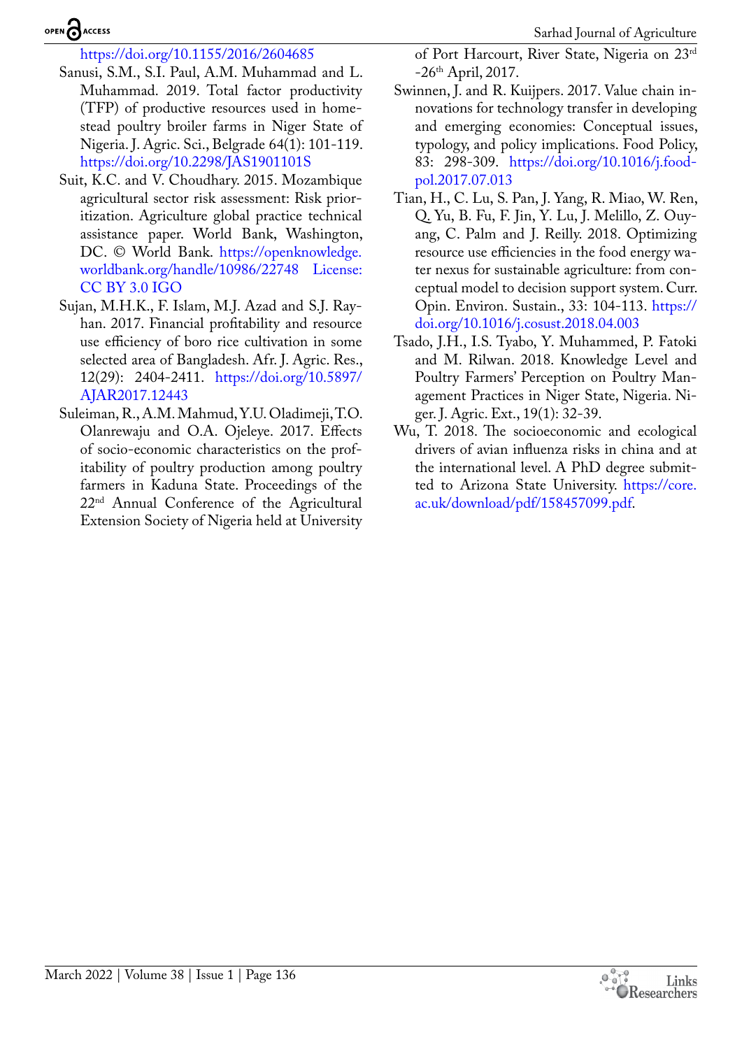https://doi.org/10.1155/2016/2604685

Sanusi, S.M., S.I. Paul, A.M. Muhammad and L. Muhammad. 2019. Total factor productivity (TFP) of productive resources used in homestead poultry broiler farms in Niger State of Nigeria. J. Agric. Sci., Belgrade 64(1): 101-119. https://doi.org/10.2298/JAS1901101S

Suit, K.C. and V. Choudhary. 2015. Mozambique agricultural sector risk assessment: Risk prioritization. Agriculture global practice technical assistance paper. World Bank, Washington, DC. © World Bank. https://openknowledge.worldbank.org/handle/10986/22748 License: CC BY 3.0 IGO

Sujan, M.H.K., F. Islam, M.J. Azad and S.J. Rayhan. 2017. Financial profitability and resource use efficiency of boro rice cultivation in some selected area of Bangladesh. Afr. J. Agric. Res., 12(29): 2404-2411. https://doi.org/10.5897/AJAR2017.12443

Suleiman, R., A.M. Mahmud, Y.U. Oladimeji, T.O. Olanrewaju and O.A. Ojeleye. 2017. Effects of socio-economic characteristics on the profitability of poultry production among poultry farmers in Kaduna State. Proceedings of the 22nd Annual Conference of the Agricultural Extension Society of Nigeria held at University of Port Harcourt, River State, Nigeria on 23rd -26th April, 2017.

Swinnen, J. and R. Kuijpers. 2017. Value chain innovations for technology transfer in developing and emerging economies: Conceptual issues, typology, and policy implications. Food Policy, 83: 298-309. https://doi.org/10.1016/j.foodpol.2017.07.013

Tian, H., C. Lu, S. Pan, J. Yang, R. Miao, W. Ren, Q. Yu, B. Fu, F. Jin, Y. Lu, J. Melillo, Z. Ouyang, C. Palm and J. Reilly. 2018. Optimizing resource use efficiencies in the food energy water nexus for sustainable agriculture: from conceptual model to decision support system. Curr. Opin. Environ. Sustain., 33: 104-113. https://doi.org/10.1016/j.cosust.2018.04.003

Tsado, J.H., I.S. Tyabo, Y. Muhammed, P. Fatoki and M. Rilwan. 2018. Knowledge Level and Poultry Farmers' Perception on Poultry Management Practices in Niger State, Nigeria. Niger. J. Agric. Ext., 19(1): 32-39.

Wu, T. 2018. The socioeconomic and ecological drivers of avian influenza risks in china and at the international level. A PhD degree submitted to Arizona State University. https://core.ac.uk/download/pdf/158457099.pdf.